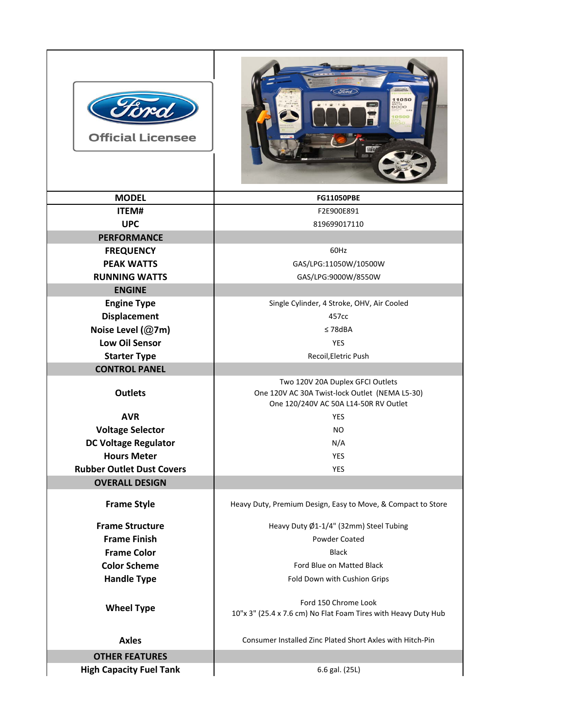| MODEL | FG11050PBE |
|---|---|
| ITEM# | F2E900E891 |
| UPC | 819699017110 |
| **PERFORMANCE** | |
| FREQUENCY | 60Hz |
| PEAK WATTS | GAS/LPG:11050W/10500W |
| RUNNING WATTS | GAS/LPG:9000W/8550W |
| **ENGINE** | |
| Engine Type | Single Cylinder, 4 Stroke, OHV, Air Cooled |
| Displacement | 457cc |
| Noise Level (@7m) | ≤ 78dBA |
| Low Oil Sensor | YES |
| Starter Type | Recoil,Eletric Push |
| **CONTROL PANEL** | |
| Outlets | Two 120V 20A Duplex GFCI Outlets<br>One 120V AC 30A Twist-lock Outlet (NEMA L5-30)<br>One 120/240V AC 50A L14-50R RV Outlet |
| AVR | YES |
| Voltage Selector | NO |
| DC Voltage Regulator | N/A |
| Hours Meter | YES |
| Rubber Outlet Dust Covers | YES |
| **OVERALL DESIGN** | |
| Frame Style | Heavy Duty, Premium Design, Easy to Move, & Compact to Store |
| Frame Structure | Heavy Duty Ø1-1/4" (32mm) Steel Tubing |
| Frame Finish | Powder Coated |
| Frame Color | Black |
| Color Scheme | Ford Blue on Matted Black |
| Handle Type | Fold Down with Cushion Grips |
| Wheel Type | Ford 150 Chrome Look<br>10"x 3" (25.4 x 7.6 cm) No Flat Foam Tires with Heavy Duty Hub |
| Axles | Consumer Installed Zinc Plated Short Axles with Hitch-Pin |
| **OTHER FEATURES** | |
| High Capacity Fuel Tank | 6.6 gal. (25L) |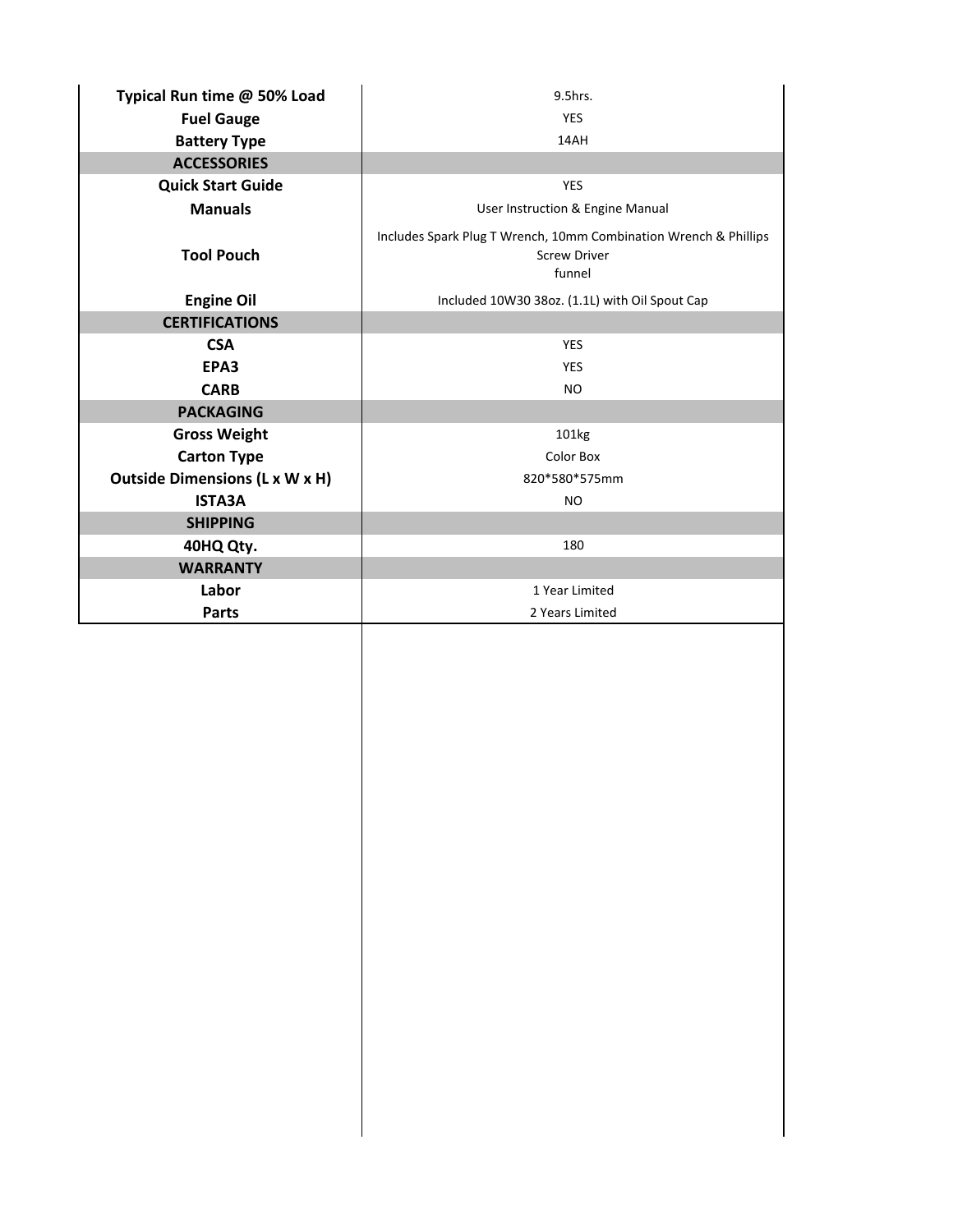| | |
|---|---|
| **Typical Run time @ 50% Load** | 9.5hrs. |
| **Fuel Gauge** | YES |
| **Battery Type** | 14AH |
| **ACCESSORIES** | |
| **Quick Start Guide** | YES |
| **Manuals** | User Instruction & Engine Manual |
| **Tool Pouch** | Includes Spark Plug T Wrench, 10mm Combination Wrench & Phillips Screw Driver funnel |
| **Engine Oil** | Included 10W30 38oz. (1.1L) with Oil Spout Cap |
| **CERTIFICATIONS** | |
| **CSA** | YES |
| **EPA3** | YES |
| **CARB** | NO |
| **PACKAGING** | |
| **Gross Weight** | 101kg |
| **Carton Type** | Color Box |
| **Outside Dimensions (L x W x H)** | 820*580*575mm |
| **ISTA3A** | NO |
| **SHIPPING** | |
| **40HQ Qty.** | 180 |
| **WARRANTY** | |
| **Labor** | 1 Year Limited |
| **Parts** | 2 Years Limited |